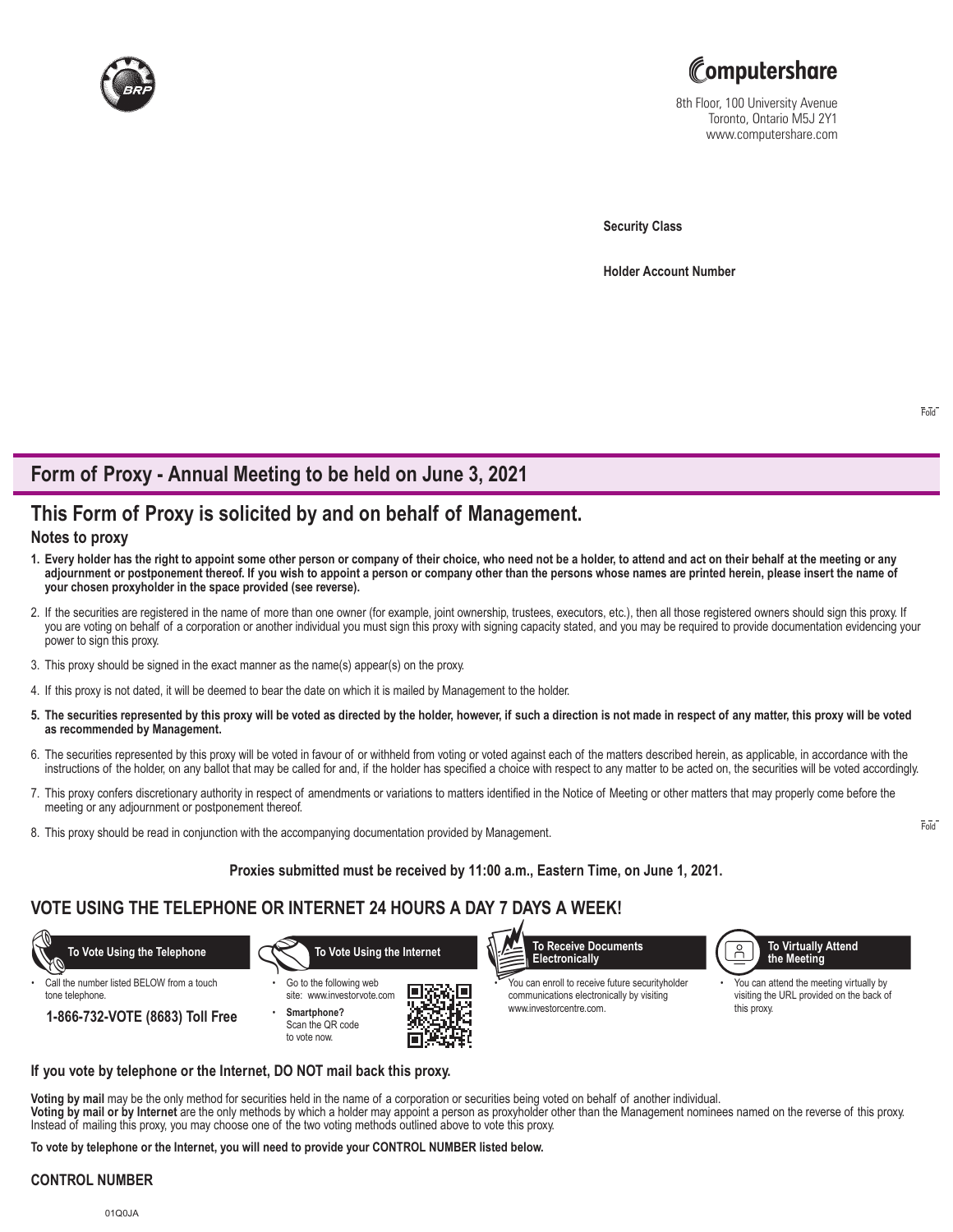8th Floor, 100 University Avenue
Toronto, Ontario M5J 2Y1
www.computershare.com

**Security Class**

**Holder Account Number**

## Form of Proxy - Annual Meeting to be held on June 3, 2021

## This Form of Proxy is solicited by and on behalf of Management.

### Notes to proxy

1. **Every holder has the right to appoint some other person or company of their choice, who need not be a holder, to attend and act on their behalf at the meeting or any adjournment or postponement thereof. If you wish to appoint a person or company other than the persons whose names are printed herein, please insert the name of your chosen proxyholder in the space provided (see reverse).**
2. If the securities are registered in the name of more than one owner (for example, joint ownership, trustees, executors, etc.), then all those registered owners should sign this proxy. If you are voting on behalf of a corporation or another individual you must sign this proxy with signing capacity stated, and you may be required to provide documentation evidencing your power to sign this proxy.
3. This proxy should be signed in the exact manner as the name(s) appear(s) on the proxy.
4. If this proxy is not dated, it will be deemed to bear the date on which it is mailed by Management to the holder.
5. **The securities represented by this proxy will be voted as directed by the holder, however, if such a direction is not made in respect of any matter, this proxy will be voted as recommended by Management.**
6. The securities represented by this proxy will be voted in favour of or withheld from voting or voted against each of the matters described herein, as applicable, in accordance with the instructions of the holder, on any ballot that may be called for and, if the holder has specified a choice with respect to any matter to be acted on, the securities will be voted accordingly.
7. This proxy confers discretionary authority in respect of amendments or variations to matters identified in the Notice of Meeting or other matters that may properly come before the meeting or any adjournment or postponement thereof.
8. This proxy should be read in conjunction with the accompanying documentation provided by Management.

**Proxies submitted must be received by 11:00 a.m., Eastern Time, on June 1, 2021.**

## VOTE USING THE TELEPHONE OR INTERNET 24 HOURS A DAY 7 DAYS A WEEK!

**To Vote Using the Telephone**

- Call the number listed BELOW from a touch tone telephone.

**1-866-732-VOTE (8683) Toll Free**

**To Vote Using the Internet**

- Go to the following web site: www.investorvote.com
- **Smartphone?** Scan the QR code to vote now.

**To Receive Documents Electronically**

- You can enroll to receive future securityholder communications electronically by visiting www.investorcentre.com.

**To Virtually Attend the Meeting**

- You can attend the meeting virtually by visiting the URL provided on the back of this proxy.

**If you vote by telephone or the Internet, DO NOT mail back this proxy.**

**Voting by mail** may be the only method for securities held in the name of a corporation or securities being voted on behalf of another individual.
**Voting by mail or by Internet** are the only methods by which a holder may appoint a person as proxyholder other than the Management nominees named on the reverse of this proxy. Instead of mailing this proxy, you may choose one of the two voting methods outlined above to vote this proxy.

**To vote by telephone or the Internet, you will need to provide your CONTROL NUMBER listed below.**

**CONTROL NUMBER**

01Q0JA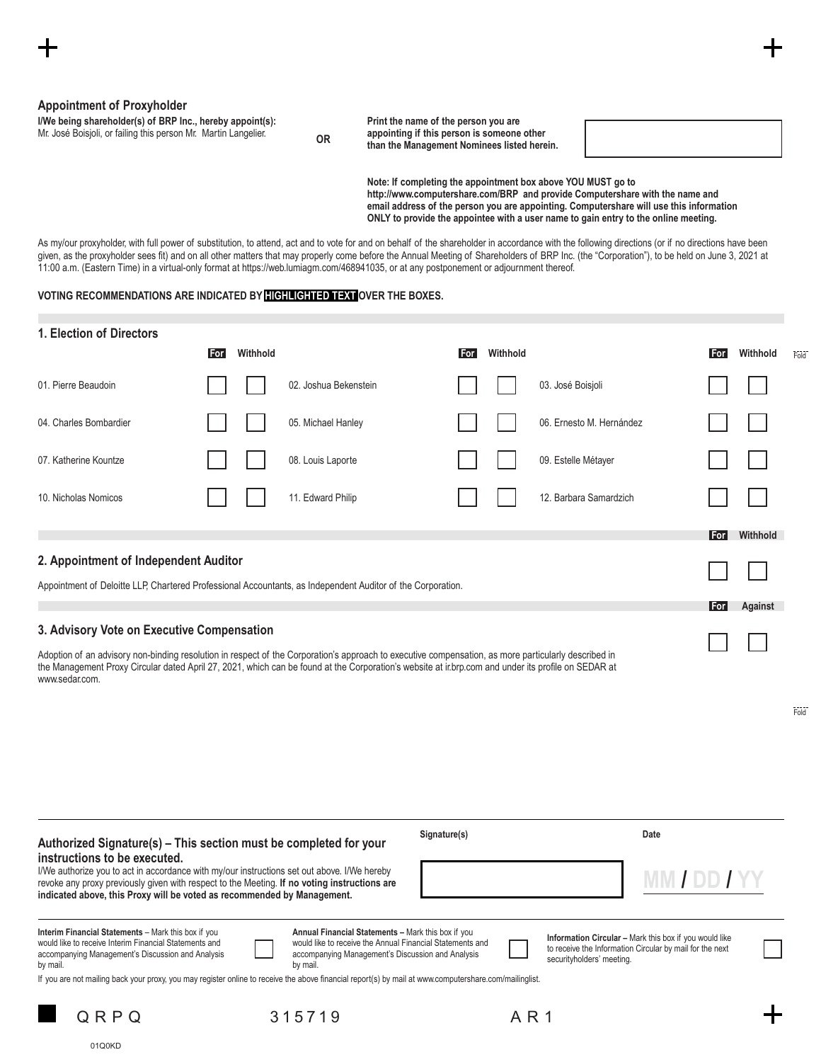## Appointment of Proxyholder

**I/We being shareholder(s) of BRP Inc., hereby appoint(s):**
Mr. José Boisjoli, or failing this person Mr. Martin Langelier.

**OR**

**Print the name of the person you are appointing if this person is someone other than the Management Nominees listed herein.**

**Note: If completing the appointment box above YOU MUST go to http://www.computershare.com/BRP and provide Computershare with the name and email address of the person you are appointing. Computershare will use this information ONLY to provide the appointee with a user name to gain entry to the online meeting.**

As my/our proxyholder, with full power of substitution, to attend, act and to vote for and on behalf of the shareholder in accordance with the following directions (or if no directions have been given, as the proxyholder sees fit) and on all other matters that may properly come before the Annual Meeting of Shareholders of BRP Inc. (the "Corporation"), to be held on June 3, 2021 at 11:00 a.m. (Eastern Time) in a virtual-only format at https://web.lumiagm.com/468941035, or at any postponement or adjournment thereof.

**VOTING RECOMMENDATIONS ARE INDICATED BY HIGHLIGHTED TEXT OVER THE BOXES.**

### 1. Election of Directors

| | For | Withhold | | For | Withhold | | For | Withhold |
|---|---|---|---|---|---|---|---|---|
| 01. Pierre Beaudoin | ☐ | ☐ | 02. Joshua Bekenstein | ☐ | ☐ | 03. José Boisjoli | ☐ | ☐ |
| 04. Charles Bombardier | ☐ | ☐ | 05. Michael Hanley | ☐ | ☐ | 06. Ernesto M. Hernández | ☐ | ☐ |
| 07. Katherine Kountze | ☐ | ☐ | 08. Louis Laporte | ☐ | ☐ | 09. Estelle Métayer | ☐ | ☐ |
| 10. Nicholas Nomicos | ☐ | ☐ | 11. Edward Philip | ☐ | ☐ | 12. Barbara Samardzich | ☐ | ☐ |

### 2. Appointment of Independent Auditor

For ☐ Withhold ☐

Appointment of Deloitte LLP, Chartered Professional Accountants, as Independent Auditor of the Corporation.

### 3. Advisory Vote on Executive Compensation

For ☐ Against ☐

Adoption of an advisory non-binding resolution in respect of the Corporation's approach to executive compensation, as more particularly described in the Management Proxy Circular dated April 27, 2021, which can be found at the Corporation's website at ir.brp.com and under its profile on SEDAR at www.sedar.com.

### Authorized Signature(s) – This section must be completed for your instructions to be executed.

I/We authorize you to act in accordance with my/our instructions set out above. I/We hereby revoke any proxy previously given with respect to the Meeting. **If no voting instructions are indicated above, this Proxy will be voted as recommended by Management.**

Signature(s)

Date

MM / DD / YY

**Interim Financial Statements** – Mark this box if you would like to receive Interim Financial Statements and accompanying Management's Discussion and Analysis by mail. ☐

**Annual Financial Statements** – Mark this box if you would like to receive the Annual Financial Statements and accompanying Management's Discussion and Analysis by mail. ☐

**Information Circular** – Mark this box if you would like to receive the Information Circular by mail for the next securityholders' meeting. ☐

If you are not mailing back your proxy, you may register online to receive the above financial report(s) by mail at www.computershare.com/mailinglist.

QRPQ 315719 AR1

01Q0KD